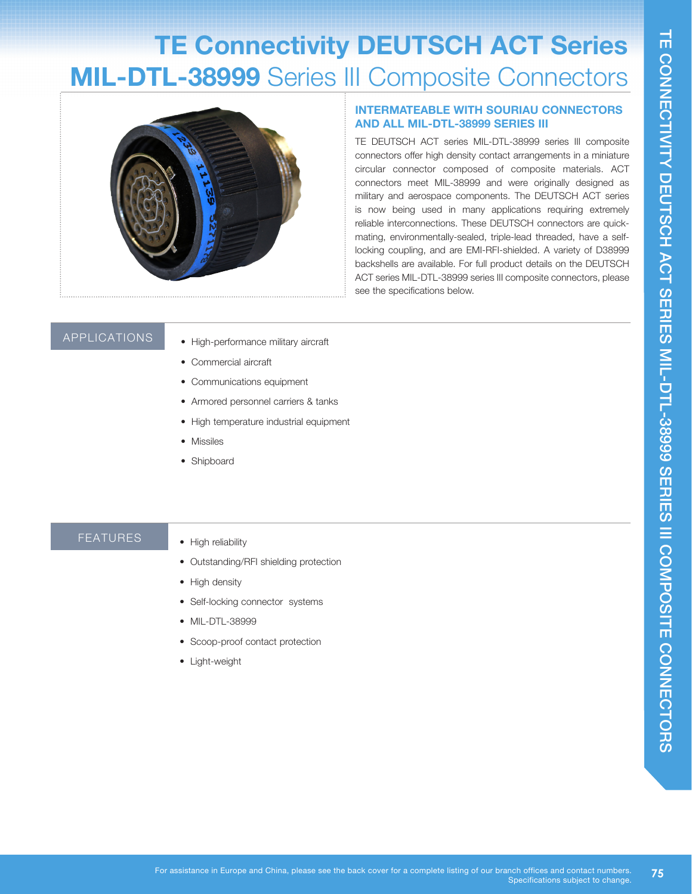# TE Connectivity DEUTSCH ACT Series

# **MIL-DTL-38999** Series III Composite Connectors

## INTERMATEABLE WITH SOURIAU CONNECTORS AND ALL MIL-DTL-38999 SERIES III

TE DEUTSCH ACT series MIL-DTL-38999 series III composite connectors offer high density contact arrangements in a miniature circular connector composed of composite materials. ACT connectors meet MIL-38999 and were originally designed as military and aerospace components. The DEUTSCH ACT series is now being used in many applications requiring extremely reliable interconnections. These DEUTSCH connectors are quick-mating, environmentally-sealed, triple-lead threaded, have a self-locking coupling, and are EMI-RFI-shielded. A variety of D38999 backshells are available. For full product details on the DEUTSCH ACT series MIL-DTL-38999 series III composite connectors, please see the specifications below.

## APPLICATIONS

- High-performance military aircraft
- Commercial aircraft
- Communications equipment
- Armored personnel carriers & tanks
- High temperature industrial equipment
- Missiles
- Shipboard

## FEATURES

- High reliability
- Outstanding/RFI shielding protection
- High density
- Self-locking connector systems
- MIL-DTL-38999
- Scoop-proof contact protection
- Light-weight

For assistance in Europe and China, please see the back cover for a complete listing of our branch offices and contact numbers.
Specifications subject to change.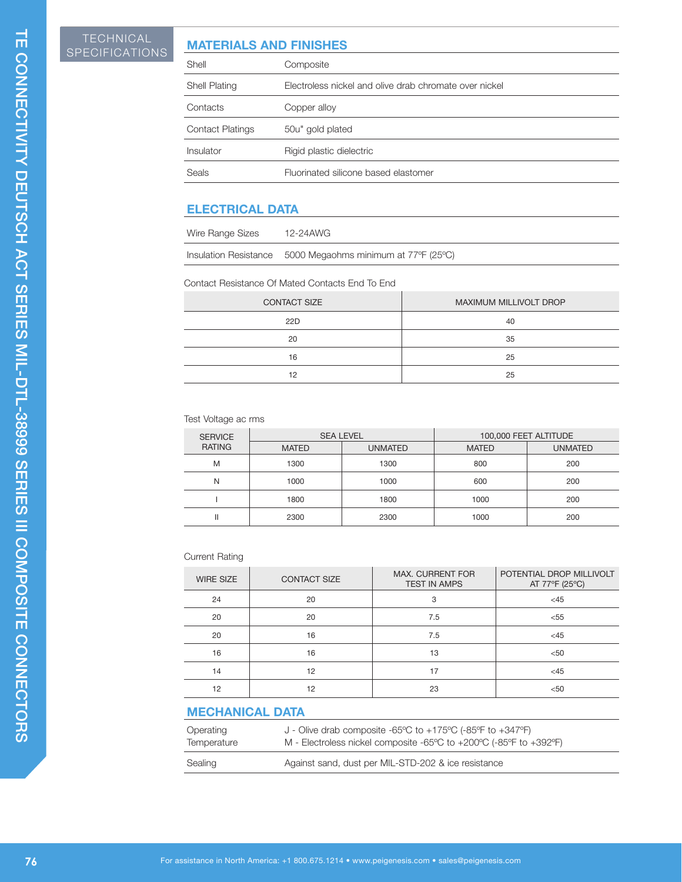# TECHNICAL SPECIFICATIONS

## MATERIALS AND FINISHES

| | |
|---|---|
| Shell | Composite |
| Shell Plating | Electroless nickel and olive drab chromate over nickel |
| Contacts | Copper alloy |
| Contact Platings | 50u" gold plated |
| Insulator | Rigid plastic dielectric |
| Seals | Fluorinated silicone based elastomer |

## ELECTRICAL DATA

| | |
|---|---|
| Wire Range Sizes | 12-24AWG |
| Insulation Resistance | 5000 Megaohms minimum at 77ºF (25ºC) |

Contact Resistance Of Mated Contacts End To End

| CONTACT SIZE | MAXIMUM MILLIVOLT DROP |
|---|---|
| 22D | 40 |
| 20 | 35 |
| 16 | 25 |
| 12 | 25 |

Test Voltage ac rms

| SERVICE RATING | SEA LEVEL | | 100,000 FEET ALTITUDE | |
|---|---|---|---|---|
| | MATED | UNMATED | MATED | UNMATED |
| M | 1300 | 1300 | 800 | 200 |
| N | 1000 | 1000 | 600 | 200 |
| I | 1800 | 1800 | 1000 | 200 |
| II | 2300 | 2300 | 1000 | 200 |

Current Rating

| WIRE SIZE | CONTACT SIZE | MAX. CURRENT FOR TEST IN AMPS | POTENTIAL DROP MILLIVOLT AT 77ºF (25ºC) |
|---|---|---|---|
| 24 | 20 | 3 | <45 |
| 20 | 20 | 7.5 | <55 |
| 20 | 16 | 7.5 | <45 |
| 16 | 16 | 13 | <50 |
| 14 | 12 | 17 | <45 |
| 12 | 12 | 23 | <50 |

## MECHANICAL DATA

| | |
|---|---|
| Operating Temperature | J - Olive drab composite -65ºC to +175ºC (-85ºF to +347ºF)<br>M - Electroless nickel composite -65ºC to +200ºC (-85ºF to +392ºF) |
| Sealing | Against sand, dust per MIL-STD-202 & ice resistance |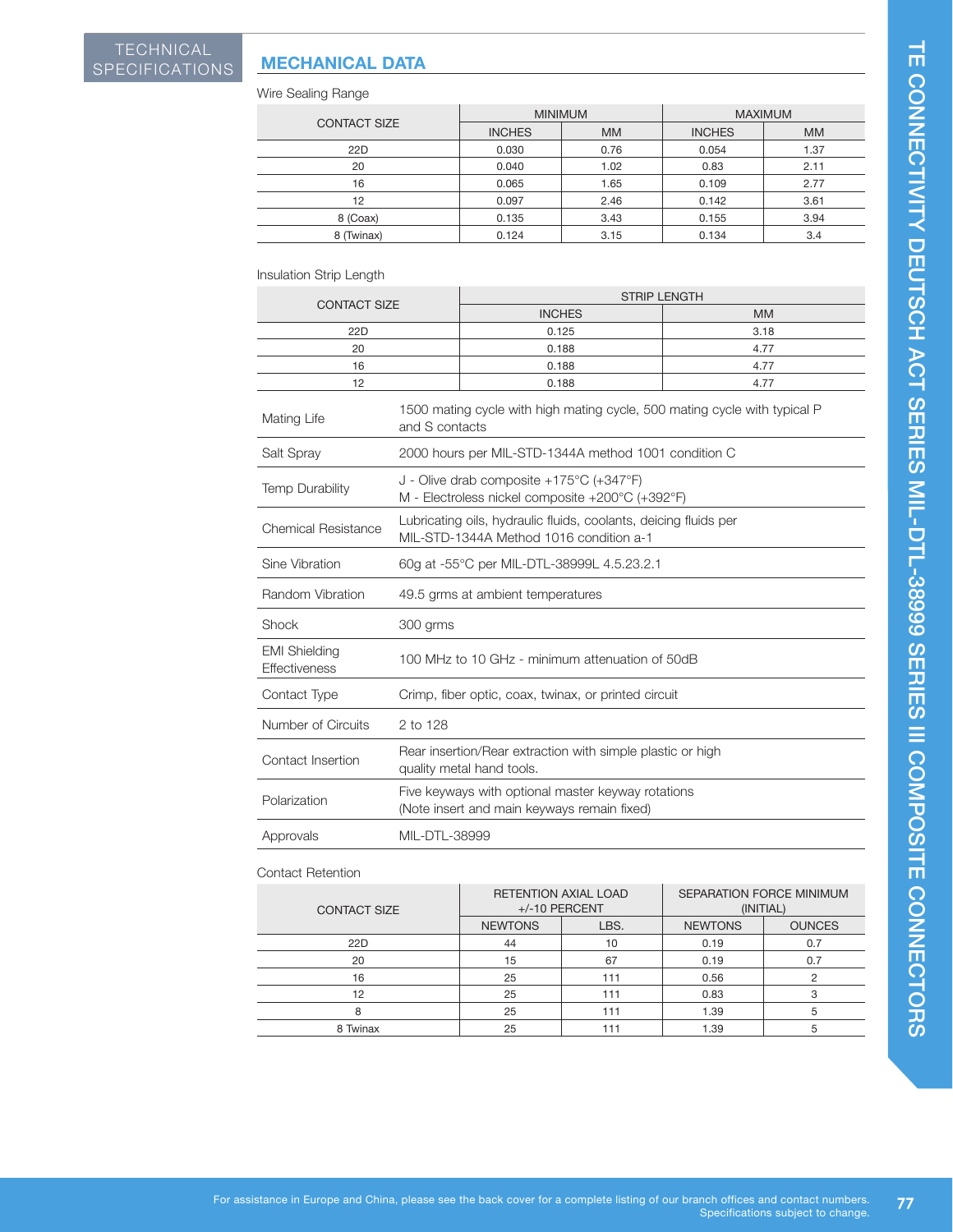## MECHANICAL DATA

Wire Sealing Range

| CONTACT SIZE | MINIMUM | | MAXIMUM | |
|---|---|---|---|---|
| | INCHES | MM | INCHES | MM |
| 22D | 0.030 | 0.76 | 0.054 | 1.37 |
| 20 | 0.040 | 1.02 | 0.83 | 2.11 |
| 16 | 0.065 | 1.65 | 0.109 | 2.77 |
| 12 | 0.097 | 2.46 | 0.142 | 3.61 |
| 8 (Coax) | 0.135 | 3.43 | 0.155 | 3.94 |
| 8 (Twinax) | 0.124 | 3.15 | 0.134 | 3.4 |

Insulation Strip Length

| CONTACT SIZE | STRIP LENGTH | |
|---|---|---|
| | INCHES | MM |
| 22D | 0.125 | 3.18 |
| 20 | 0.188 | 4.77 |
| 16 | 0.188 | 4.77 |
| 12 | 0.188 | 4.77 |

| | |
|---|---|
| Mating Life | 1500 mating cycle with high mating cycle, 500 mating cycle with typical P and S contacts |
| Salt Spray | 2000 hours per MIL-STD-1344A method 1001 condition C |
| Temp Durability | J - Olive drab composite +175°C (+347°F)<br>M - Electroless nickel composite +200°C (+392°F) |
| Chemical Resistance | Lubricating oils, hydraulic fluids, coolants, deicing fluids per MIL-STD-1344A Method 1016 condition a-1 |
| Sine Vibration | 60g at -55°C per MIL-DTL-38999L 4.5.23.2.1 |
| Random Vibration | 49.5 grms at ambient temperatures |
| Shock | 300 grms |
| EMI Shielding Effectiveness | 100 MHz to 10 GHz - minimum attenuation of 50dB |
| Contact Type | Crimp, fiber optic, coax, twinax, or printed circuit |
| Number of Circuits | 2 to 128 |
| Contact Insertion | Rear insertion/Rear extraction with simple plastic or high quality metal hand tools. |
| Polarization | Five keyways with optional master keyway rotations<br>(Note insert and main keyways remain fixed) |
| Approvals | MIL-DTL-38999 |

Contact Retention

| CONTACT SIZE | RETENTION AXIAL LOAD +/-10 PERCENT | | SEPARATION FORCE MINIMUM (INITIAL) | |
|---|---|---|---|---|
| | NEWTONS | LBS. | NEWTONS | OUNCES |
| 22D | 44 | 10 | 0.19 | 0.7 |
| 20 | 15 | 67 | 0.19 | 0.7 |
| 16 | 25 | 111 | 0.56 | 2 |
| 12 | 25 | 111 | 0.83 | 3 |
| 8 | 25 | 111 | 1.39 | 5 |
| 8 Twinax | 25 | 111 | 1.39 | 5 |